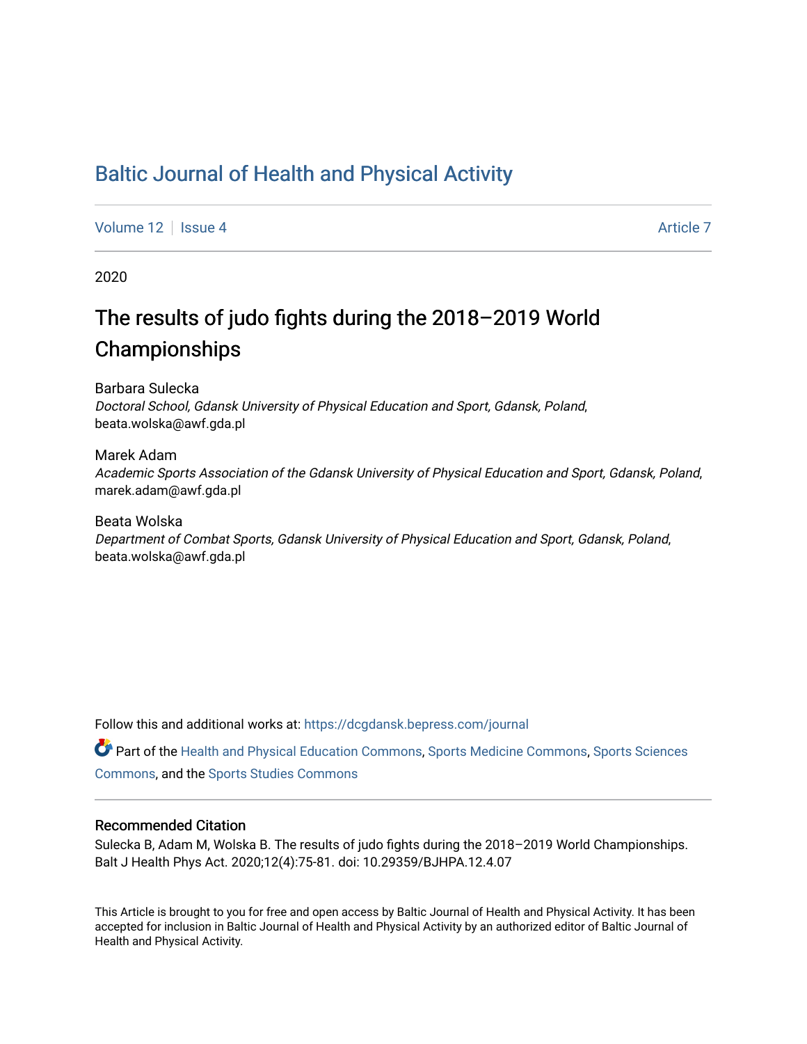# Baltic Journal of Health and Physical Activity

Volume 12 | Issue 4 | Article 7

2020

## The results of judo fights during the 2018–2019 World Championships

Barbara Sulecka
*Doctoral School, Gdansk University of Physical Education and Sport, Gdansk, Poland*, beata.wolska@awf.gda.pl

Marek Adam
*Academic Sports Association of the Gdansk University of Physical Education and Sport, Gdansk, Poland*, marek.adam@awf.gda.pl

Beata Wolska
*Department of Combat Sports, Gdansk University of Physical Education and Sport, Gdansk, Poland*, beata.wolska@awf.gda.pl

Follow this and additional works at: https://dcgdansk.bepress.com/journal

Part of the Health and Physical Education Commons, Sports Medicine Commons, Sports Sciences Commons, and the Sports Studies Commons

### Recommended Citation

Sulecka B, Adam M, Wolska B. The results of judo fights during the 2018–2019 World Championships. Balt J Health Phys Act. 2020;12(4):75-81. doi: 10.29359/BJHPA.12.4.07

This Article is brought to you for free and open access by Baltic Journal of Health and Physical Activity. It has been accepted for inclusion in Baltic Journal of Health and Physical Activity by an authorized editor of Baltic Journal of Health and Physical Activity.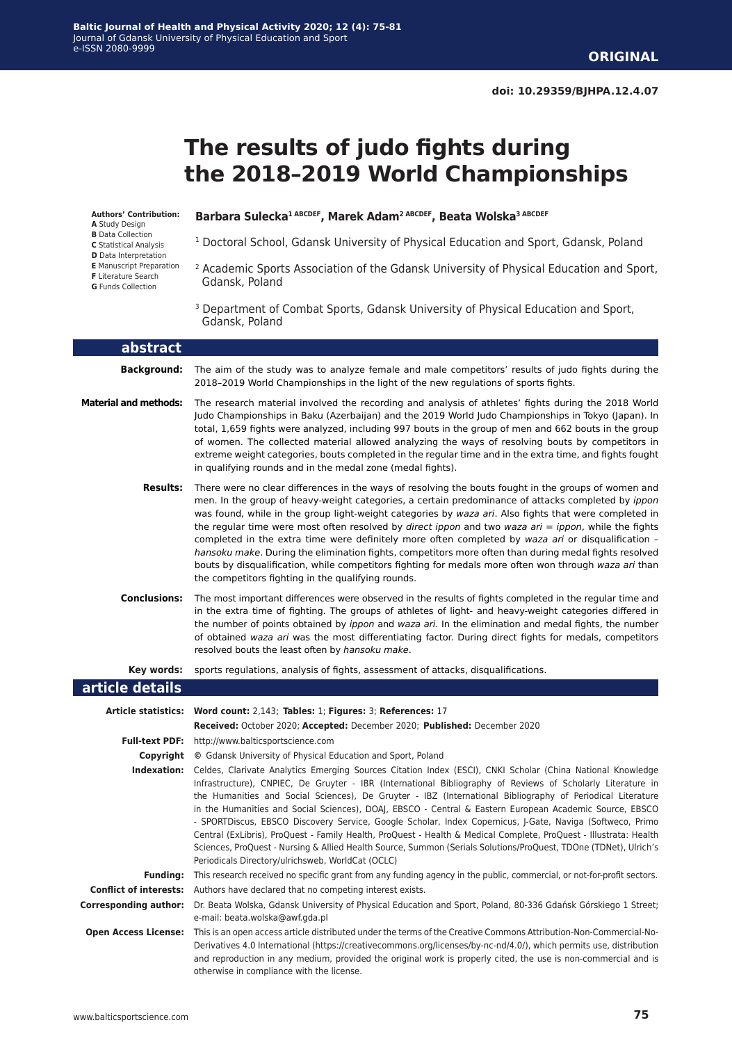**ORIGINAL**

**doi: 10.29359/BJHPA.12.4.07**

# The results of judo fights during the 2018–2019 World Championships

**Authors' Contribution:**
**A** Study Design
**B** Data Collection
**C** Statistical Analysis
**D** Data Interpretation
**E** Manuscript Preparation
**F** Literature Search
**G** Funds Collection

**Barbara Sulecka[1] ABCDEF, Marek Adam[2] ABCDEF, Beata Wolska[3] ABCDEF**

[1] Doctoral School, Gdansk University of Physical Education and Sport, Gdansk, Poland

[2] Academic Sports Association of the Gdansk University of Physical Education and Sport, Gdansk, Poland

[3] Department of Combat Sports, Gdansk University of Physical Education and Sport, Gdansk, Poland

## abstract

**Background:** The aim of the study was to analyze female and male competitors' results of judo fights during the 2018–2019 World Championships in the light of the new regulations of sports fights.

**Material and methods:** The research material involved the recording and analysis of athletes' fights during the 2018 World Judo Championships in Baku (Azerbaijan) and the 2019 World Judo Championships in Tokyo (Japan). In total, 1,659 fights were analyzed, including 997 bouts in the group of men and 662 bouts in the group of women. The collected material allowed analyzing the ways of resolving bouts by competitors in extreme weight categories, bouts completed in the regular time and in the extra time, and fights fought in qualifying rounds and in the medal zone (medal fights).

**Results:** There were no clear differences in the ways of resolving the bouts fought in the groups of women and men. In the group of heavy-weight categories, a certain predominance of attacks completed by *ippon* was found, while in the group light-weight categories by *waza ari*. Also fights that were completed in the regular time were most often resolved by *direct ippon* and two *waza ari = ippon*, while the fights completed in the extra time were definitely more often completed by *waza ari* or disqualification – *hansoku make*. During the elimination fights, competitors more often than during medal fights resolved bouts by disqualification, while competitors fighting for medals more often won through *waza ari* than the competitors fighting in the qualifying rounds.

**Conclusions:** The most important differences were observed in the results of fights completed in the regular time and in the extra time of fighting. The groups of athletes of light- and heavy-weight categories differed in the number of points obtained by *ippon* and *waza ari*. In the elimination and medal fights, the number of obtained *waza ari* was the most differentiating factor. During direct fights for medals, competitors resolved bouts the least often by *hansoku make*.

**Key words:** sports regulations, analysis of fights, assessment of attacks, disqualifications.

## article details

**Article statistics:** **Word count:** 2,143; **Tables:** 1; **Figures:** 3; **References:** 17
**Received:** October 2020; **Accepted:** December 2020; **Published:** December 2020

**Full-text PDF:** http://www.balticsportscience.com

**Copyright** © Gdansk University of Physical Education and Sport, Poland

**Indexation:** Celdes, Clarivate Analytics Emerging Sources Citation Index (ESCI), CNKI Scholar (China National Knowledge Infrastructure), CNPIEC, De Gruyter - IBR (International Bibliography of Reviews of Scholarly Literature in the Humanities and Social Sciences), De Gruyter - IBZ (International Bibliography of Periodical Literature in the Humanities and Social Sciences), DOAJ, EBSCO - Central & Eastern European Academic Source, EBSCO - SPORTDiscus, EBSCO Discovery Service, Google Scholar, Index Copernicus, J-Gate, Naviga (Softweco, Primo Central (ExLibris), ProQuest - Family Health, ProQuest - Health & Medical Complete, ProQuest - Illustrata: Health Sciences, ProQuest - Nursing & Allied Health Source, Summon (Serials Solutions/ProQuest, TDOne (TDNet), Ulrich's Periodicals Directory/ulrichsweb, WorldCat (OCLC)

**Funding:** This research received no specific grant from any funding agency in the public, commercial, or not-for-profit sectors.

**Conflict of interests:** Authors have declared that no competing interest exists.

**Corresponding author:** Dr. Beata Wolska, Gdansk University of Physical Education and Sport, Poland, 80-336 Gdańsk Górskiego 1 Street; e-mail: beata.wolska@awf.gda.pl

**Open Access License:** This is an open access article distributed under the terms of the Creative Commons Attribution-Non-Commercial-No-Derivatives 4.0 International (https://creativecommons.org/licenses/by-nc-nd/4.0/), which permits use, distribution and reproduction in any medium, provided the original work is properly cited, the use is non-commercial and is otherwise in compliance with the license.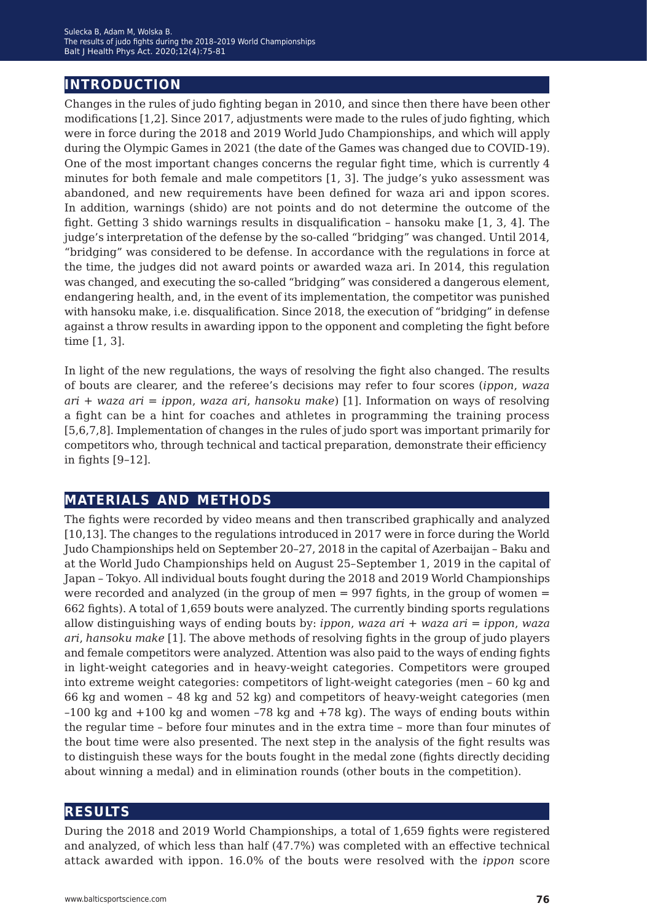## INTRODUCTION

Changes in the rules of judo fighting began in 2010, and since then there have been other modifications [1,2]. Since 2017, adjustments were made to the rules of judo fighting, which were in force during the 2018 and 2019 World Judo Championships, and which will apply during the Olympic Games in 2021 (the date of the Games was changed due to COVID-19). One of the most important changes concerns the regular fight time, which is currently 4 minutes for both female and male competitors [1, 3]. The judge's yuko assessment was abandoned, and new requirements have been defined for waza ari and ippon scores. In addition, warnings (shido) are not points and do not determine the outcome of the fight. Getting 3 shido warnings results in disqualification – hansoku make [1, 3, 4]. The judge's interpretation of the defense by the so-called "bridging" was changed. Until 2014, "bridging" was considered to be defense. In accordance with the regulations in force at the time, the judges did not award points or awarded waza ari. In 2014, this regulation was changed, and executing the so-called "bridging" was considered a dangerous element, endangering health, and, in the event of its implementation, the competitor was punished with hansoku make, i.e. disqualification. Since 2018, the execution of "bridging" in defense against a throw results in awarding ippon to the opponent and completing the fight before time [1, 3].

In light of the new regulations, the ways of resolving the fight also changed. The results of bouts are clearer, and the referee's decisions may refer to four scores (*ippon*, *waza ari + waza ari = ippon*, *waza ari*, *hansoku make*) [1]. Information on ways of resolving a fight can be a hint for coaches and athletes in programming the training process [5,6,7,8]. Implementation of changes in the rules of judo sport was important primarily for competitors who, through technical and tactical preparation, demonstrate their efficiency in fights [9–12].

## MATERIALS AND METHODS

The fights were recorded by video means and then transcribed graphically and analyzed [10,13]. The changes to the regulations introduced in 2017 were in force during the World Judo Championships held on September 20–27, 2018 in the capital of Azerbaijan – Baku and at the World Judo Championships held on August 25–September 1, 2019 in the capital of Japan – Tokyo. All individual bouts fought during the 2018 and 2019 World Championships were recorded and analyzed (in the group of men = 997 fights, in the group of women = 662 fights). A total of 1,659 bouts were analyzed. The currently binding sports regulations allow distinguishing ways of ending bouts by: *ippon*, *waza ari + waza ari = ippon*, *waza ari*, *hansoku make* [1]. The above methods of resolving fights in the group of judo players and female competitors were analyzed. Attention was also paid to the ways of ending fights in light-weight categories and in heavy-weight categories. Competitors were grouped into extreme weight categories: competitors of light-weight categories (men – 60 kg and 66 kg and women – 48 kg and 52 kg) and competitors of heavy-weight categories (men –100 kg and +100 kg and women –78 kg and +78 kg). The ways of ending bouts within the regular time – before four minutes and in the extra time – more than four minutes of the bout time were also presented. The next step in the analysis of the fight results was to distinguish these ways for the bouts fought in the medal zone (fights directly deciding about winning a medal) and in elimination rounds (other bouts in the competition).

## RESULTS

During the 2018 and 2019 World Championships, a total of 1,659 fights were registered and analyzed, of which less than half (47.7%) was completed with an effective technical attack awarded with ippon. 16.0% of the bouts were resolved with the *ippon* score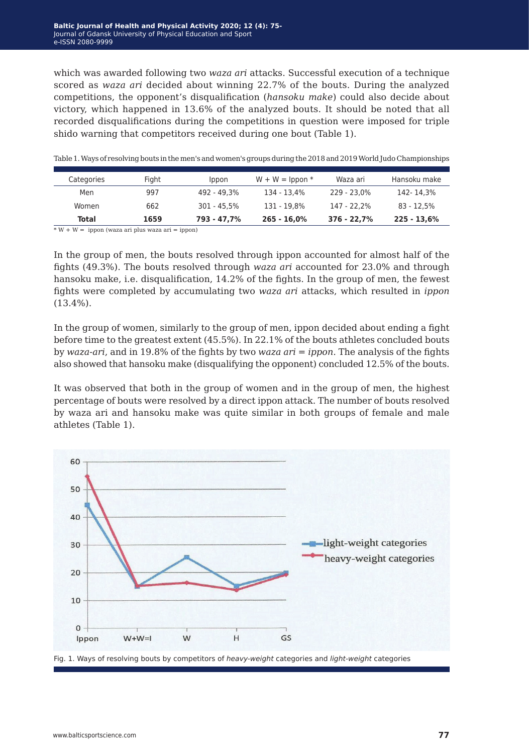which was awarded following two *waza ari* attacks. Successful execution of a technique scored as *waza ari* decided about winning 22.7% of the bouts. During the analyzed competitions, the opponent's disqualification (*hansoku make*) could also decide about victory, which happened in 13.6% of the analyzed bouts. It should be noted that all recorded disqualifications during the competitions in question were imposed for triple shido warning that competitors received during one bout (Table 1).

Table 1. Ways of resolving bouts in the men's and women's groups during the 2018 and 2019 World Judo Championships

| Categories | Fight | Ippon | W + W = Ippon * | Waza ari | Hansoku make |
|---|---|---|---|---|---|
| Men | 997 | 492 - 49,3% | 134 - 13,4% | 229 - 23,0% | 142- 14,3% |
| Women | 662 | 301 - 45,5% | 131 - 19,8% | 147 - 22,2% | 83 - 12,5% |
| **Total** | **1659** | **793 - 47,7%** | **265 - 16,0%** | **376 - 22,7%** | **225 - 13,6%** |

* W + W = ippon (waza ari plus waza ari = ippon)

In the group of men, the bouts resolved through ippon accounted for almost half of the fights (49.3%). The bouts resolved through *waza ari* accounted for 23.0% and through hansoku make, i.e. disqualification, 14.2% of the fights. In the group of men, the fewest fights were completed by accumulating two *waza ari* attacks, which resulted in *ippon* (13.4%).

In the group of women, similarly to the group of men, ippon decided about ending a fight before time to the greatest extent (45.5%). In 22.1% of the bouts athletes concluded bouts by *waza-ari*, and in 19.8% of the fights by two *waza ari* = *ippon*. The analysis of the fights also showed that hansoku make (disqualifying the opponent) concluded 12.5% of the bouts.

It was observed that both in the group of women and in the group of men, the highest percentage of bouts were resolved by a direct ippon attack. The number of bouts resolved by waza ari and hansoku make was quite similar in both groups of female and male athletes (Table 1).

Fig. 1. Ways of resolving bouts by competitors of *heavy-weight* categories and *light-weight* categories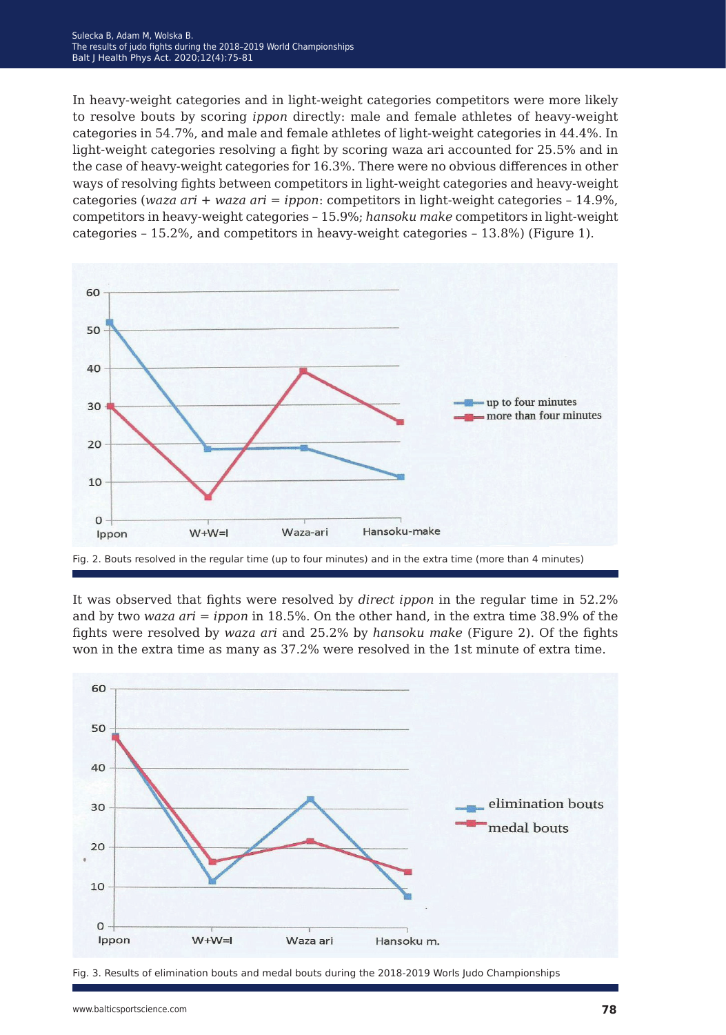In heavy-weight categories and in light-weight categories competitors were more likely to resolve bouts by scoring *ippon* directly: male and female athletes of heavy-weight categories in 54.7%, and male and female athletes of light-weight categories in 44.4%. In light-weight categories resolving a fight by scoring waza ari accounted for 25.5% and in the case of heavy-weight categories for 16.3%. There were no obvious differences in other ways of resolving fights between competitors in light-weight categories and heavy-weight categories (*waza ari* + *waza ari* = *ippon*: competitors in light-weight categories – 14.9%, competitors in heavy-weight categories – 15.9%; *hansoku make* competitors in light-weight categories – 15.2%, and competitors in heavy-weight categories – 13.8%) (Figure 1).

Fig. 2. Bouts resolved in the regular time (up to four minutes) and in the extra time (more than 4 minutes)

It was observed that fights were resolved by *direct ippon* in the regular time in 52.2% and by two *waza ari* = *ippon* in 18.5%. On the other hand, in the extra time 38.9% of the fights were resolved by *waza ari* and 25.2% by *hansoku make* (Figure 2). Of the fights won in the extra time as many as 37.2% were resolved in the 1st minute of extra time.

Fig. 3. Results of elimination bouts and medal bouts during the 2018-2019 Worls Judo Championships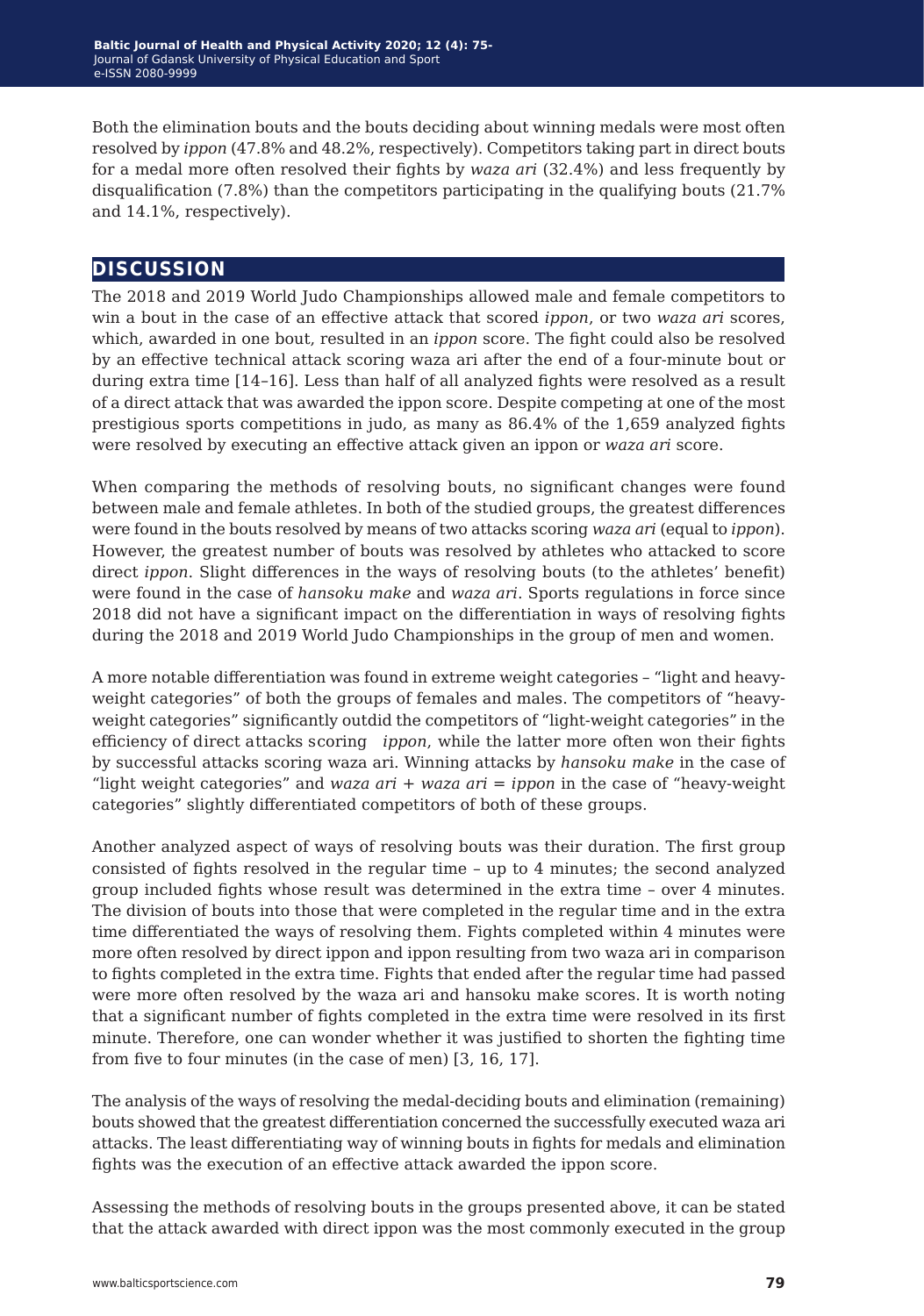Both the elimination bouts and the bouts deciding about winning medals were most often resolved by *ippon* (47.8% and 48.2%, respectively). Competitors taking part in direct bouts for a medal more often resolved their fights by *waza ari* (32.4%) and less frequently by disqualification (7.8%) than the competitors participating in the qualifying bouts (21.7% and 14.1%, respectively).

## DISCUSSION

The 2018 and 2019 World Judo Championships allowed male and female competitors to win a bout in the case of an effective attack that scored *ippon*, or two *waza ari* scores, which, awarded in one bout, resulted in an *ippon* score. The fight could also be resolved by an effective technical attack scoring waza ari after the end of a four-minute bout or during extra time [14–16]. Less than half of all analyzed fights were resolved as a result of a direct attack that was awarded the ippon score. Despite competing at one of the most prestigious sports competitions in judo, as many as 86.4% of the 1,659 analyzed fights were resolved by executing an effective attack given an ippon or *waza ari* score.

When comparing the methods of resolving bouts, no significant changes were found between male and female athletes. In both of the studied groups, the greatest differences were found in the bouts resolved by means of two attacks scoring *waza ari* (equal to *ippon*). However, the greatest number of bouts was resolved by athletes who attacked to score direct *ippon*. Slight differences in the ways of resolving bouts (to the athletes' benefit) were found in the case of *hansoku make* and *waza ari*. Sports regulations in force since 2018 did not have a significant impact on the differentiation in ways of resolving fights during the 2018 and 2019 World Judo Championships in the group of men and women.

A more notable differentiation was found in extreme weight categories – "light and heavy-weight categories" of both the groups of females and males. The competitors of "heavy-weight categories" significantly outdid the competitors of "light-weight categories" in the efficiency of direct attacks scoring *ippon*, while the latter more often won their fights by successful attacks scoring waza ari. Winning attacks by *hansoku make* in the case of "light weight categories" and *waza ari* + *waza ari* = *ippon* in the case of "heavy-weight categories" slightly differentiated competitors of both of these groups.

Another analyzed aspect of ways of resolving bouts was their duration. The first group consisted of fights resolved in the regular time – up to 4 minutes; the second analyzed group included fights whose result was determined in the extra time – over 4 minutes. The division of bouts into those that were completed in the regular time and in the extra time differentiated the ways of resolving them. Fights completed within 4 minutes were more often resolved by direct ippon and ippon resulting from two waza ari in comparison to fights completed in the extra time. Fights that ended after the regular time had passed were more often resolved by the waza ari and hansoku make scores. It is worth noting that a significant number of fights completed in the extra time were resolved in its first minute. Therefore, one can wonder whether it was justified to shorten the fighting time from five to four minutes (in the case of men) [3, 16, 17].

The analysis of the ways of resolving the medal-deciding bouts and elimination (remaining) bouts showed that the greatest differentiation concerned the successfully executed waza ari attacks. The least differentiating way of winning bouts in fights for medals and elimination fights was the execution of an effective attack awarded the ippon score.

Assessing the methods of resolving bouts in the groups presented above, it can be stated that the attack awarded with direct ippon was the most commonly executed in the group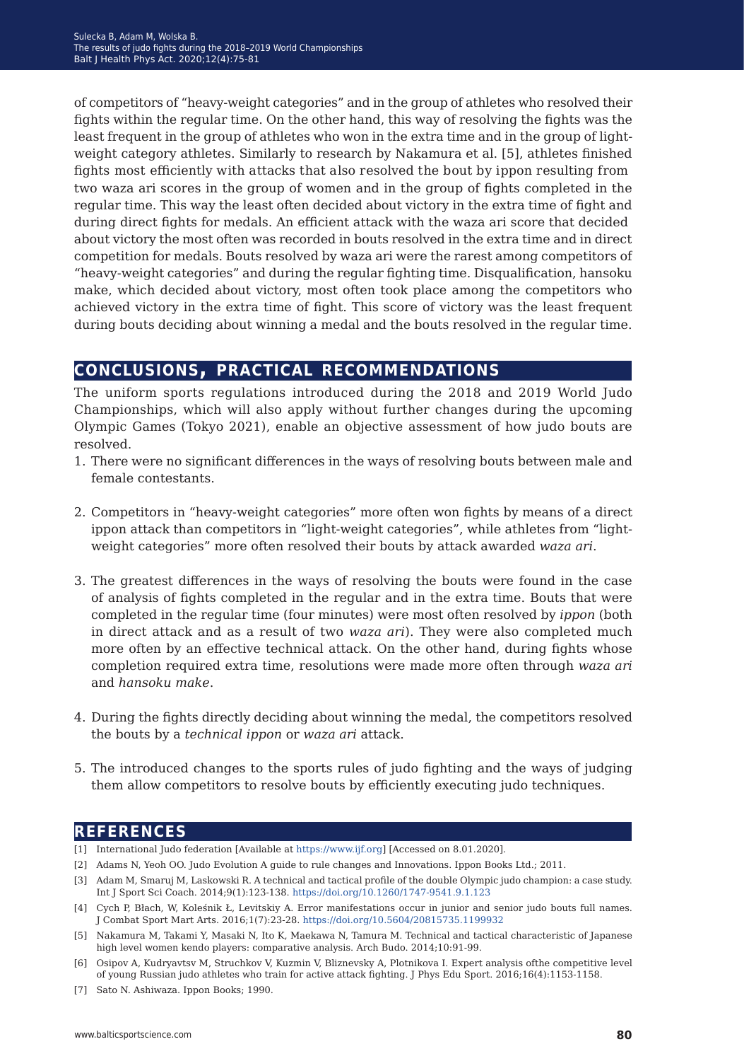of competitors of "heavy-weight categories" and in the group of athletes who resolved their fights within the regular time. On the other hand, this way of resolving the fights was the least frequent in the group of athletes who won in the extra time and in the group of light-weight category athletes. Similarly to research by Nakamura et al. [5], athletes finished fights most efficiently with attacks that also resolved the bout by ippon resulting from two waza ari scores in the group of women and in the group of fights completed in the regular time. This way the least often decided about victory in the extra time of fight and during direct fights for medals. An efficient attack with the waza ari score that decided about victory the most often was recorded in bouts resolved in the extra time and in direct competition for medals. Bouts resolved by waza ari were the rarest among competitors of "heavy-weight categories" and during the regular fighting time. Disqualification, hansoku make, which decided about victory, most often took place among the competitors who achieved victory in the extra time of fight. This score of victory was the least frequent during bouts deciding about winning a medal and the bouts resolved in the regular time.

## CONCLUSIONS, PRACTICAL RECOMMENDATIONS

The uniform sports regulations introduced during the 2018 and 2019 World Judo Championships, which will also apply without further changes during the upcoming Olympic Games (Tokyo 2021), enable an objective assessment of how judo bouts are resolved.

1. There were no significant differences in the ways of resolving bouts between male and female contestants.

2. Competitors in "heavy-weight categories" more often won fights by means of a direct ippon attack than competitors in "light-weight categories", while athletes from "light-weight categories" more often resolved their bouts by attack awarded *waza ari*.

3. The greatest differences in the ways of resolving the bouts were found in the case of analysis of fights completed in the regular and in the extra time. Bouts that were completed in the regular time (four minutes) were most often resolved by *ippon* (both in direct attack and as a result of two *waza ari*). They were also completed much more often by an effective technical attack. On the other hand, during fights whose completion required extra time, resolutions were made more often through *waza ari* and *hansoku make*.

4. During the fights directly deciding about winning the medal, the competitors resolved the bouts by a *technical ippon* or *waza ari* attack.

5. The introduced changes to the sports rules of judo fighting and the ways of judging them allow competitors to resolve bouts by efficiently executing judo techniques.

## REFERENCES

[1] International Judo federation [Available at https://www.ijf.org] [Accessed on 8.01.2020].

[2] Adams N, Yeoh OO. Judo Evolution A guide to rule changes and Innovations. Ippon Books Ltd.; 2011.

[3] Adam M, Smaruj M, Laskowski R. A technical and tactical profile of the double Olympic judo champion: a case study. Int J Sport Sci Coach. 2014;9(1):123-138. https://doi.org/10.1260/1747-9541.9.1.123

[4] Cych P, Błach, W, Koleśnik Ł, Levitskiy A. Error manifestations occur in junior and senior judo bouts full names. J Combat Sport Mart Arts. 2016;1(7):23-28. https://doi.org/10.5604/20815735.1199932

[5] Nakamura M, Takami Y, Masaki N, Ito K, Maekawa N, Tamura M. Technical and tactical characteristic of Japanese high level women kendo players: comparative analysis. Arch Budo. 2014;10:91-99.

[6] Osipov A, Kudryavtsv M, Struchkov V, Kuzmin V, Bliznevsky A, Plotnikova I. Expert analysis ofthe competitive level of young Russian judo athletes who train for active attack fighting. J Phys Edu Sport. 2016;16(4):1153-1158.

[7] Sato N. Ashiwaza. Ippon Books; 1990.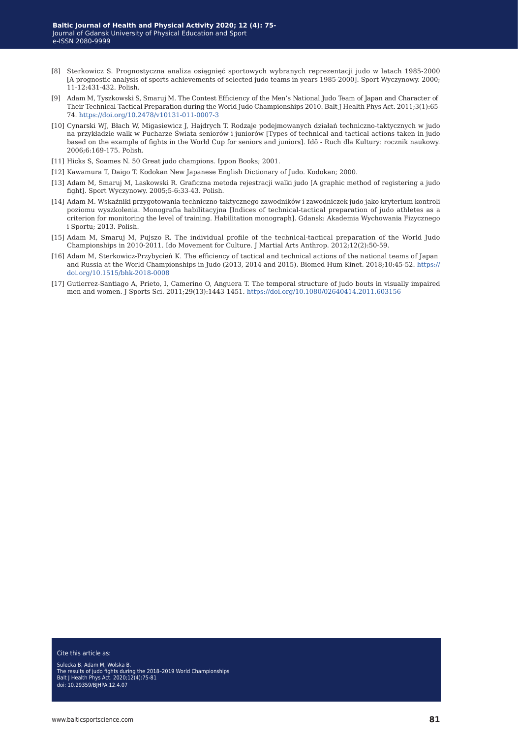[8] Sterkowicz S. Prognostyczna analiza osiągnięć sportowych wybranych reprezentacji judo w latach 1985-2000 [A prognostic analysis of sports achievements of selected judo teams in years 1985-2000]. Sport Wyczynowy. 2000; 11-12:431-432. Polish.

[9] Adam M, Tyszkowski S, Smaruj M. The Contest Efficiency of the Men's National Judo Team of Japan and Character of Their Technical-Tactical Preparation during the World Judo Championships 2010. Balt J Health Phys Act. 2011;3(1):65-74. https://doi.org/10.2478/v10131-011-0007-3

[10] Cynarski WJ, Błach W, Migasiewicz J, Hajdrych T. Rodzaje podejmowanych działań techniczno-taktycznych w judo na przykładzie walk w Pucharze Świata seniorów i juniorów [Types of technical and tactical actions taken in judo based on the example of fights in the World Cup for seniors and juniors]. Idō - Ruch dla Kultury: rocznik naukowy. 2006;6:169-175. Polish.

[11] Hicks S, Soames N. 50 Great judo champions. Ippon Books; 2001.

[12] Kawamura T, Daigo T. Kodokan New Japanese English Dictionary of Judo. Kodokan; 2000.

[13] Adam M, Smaruj M, Laskowski R. Graficzna metoda rejestracji walki judo [A graphic method of registering a judo fight]. Sport Wyczynowy. 2005;5-6:33-43. Polish.

[14] Adam M. Wskaźniki przygotowania techniczno-taktycznego zawodników i zawodniczek judo jako kryterium kontroli poziomu wyszkolenia. Monografia habilitacyjna [Indices of technical-tactical preparation of judo athletes as a criterion for monitoring the level of training. Habilitation monograph]. Gdansk: Akademia Wychowania Fizycznego i Sportu; 2013. Polish.

[15] Adam M, Smaruj M, Pujszo R. The individual profile of the technical-tactical preparation of the World Judo Championships in 2010-2011. Ido Movement for Culture. J Martial Arts Anthrop. 2012;12(2):50-59.

[16] Adam M, Sterkowicz-Przybycień K. The efficiency of tactical and technical actions of the national teams of Japan and Russia at the World Championships in Judo (2013, 2014 and 2015). Biomed Hum Kinet. 2018;10:45-52. https://doi.org/10.1515/bhk-2018-0008

[17] Gutierrez-Santiago A, Prieto, I, Camerino O, Anguera T. The temporal structure of judo bouts in visually impaired men and women. J Sports Sci. 2011;29(13):1443-1451. https://doi.org/10.1080/02640414.2011.603156

Cite this article as:

Sulecka B, Adam M, Wolska B.
The results of judo fights during the 2018–2019 World Championships
Balt J Health Phys Act. 2020;12(4):75-81
doi: 10.29359/BJHPA.12.4.07